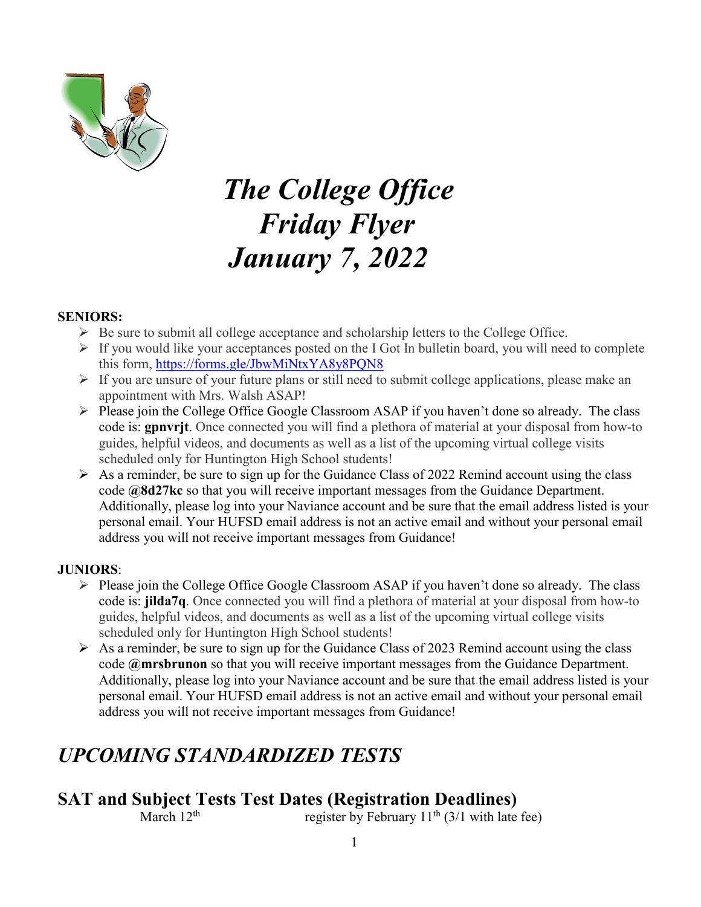# *The College Office Friday Flyer January 7, 2022*

**SENIORS:**

- Be sure to submit all college acceptance and scholarship letters to the College Office.
- If you would like your acceptances posted on the I Got In bulletin board, you will need to complete this form, https://forms.gle/JbwMiNtxYA8y8PQN8
- If you are unsure of your future plans or still need to submit college applications, please make an appointment with Mrs. Walsh ASAP!
- Please join the College Office Google Classroom ASAP if you haven't done so already. The class code is: **gpnvrjt**. Once connected you will find a plethora of material at your disposal from how-to guides, helpful videos, and documents as well as a list of the upcoming virtual college visits scheduled only for Huntington High School students!
- As a reminder, be sure to sign up for the Guidance Class of 2022 Remind account using the class code **@8d27kc** so that you will receive important messages from the Guidance Department. Additionally, please log into your Naviance account and be sure that the email address listed is your personal email. Your HUFSD email address is not an active email and without your personal email address you will not receive important messages from Guidance!

**JUNIORS**:

- Please join the College Office Google Classroom ASAP if you haven't done so already. The class code is: **jilda7q**. Once connected you will find a plethora of material at your disposal from how-to guides, helpful videos, and documents as well as a list of the upcoming virtual college visits scheduled only for Huntington High School students!
- As a reminder, be sure to sign up for the Guidance Class of 2023 Remind account using the class code **@mrsbrunon** so that you will receive important messages from the Guidance Department. Additionally, please log into your Naviance account and be sure that the email address listed is your personal email. Your HUFSD email address is not an active email and without your personal email address you will not receive important messages from Guidance!

## *UPCOMING STANDARDIZED TESTS*

### SAT and Subject Tests Test Dates (Registration Deadlines)

March 12th — register by February 11th (3/1 with late fee)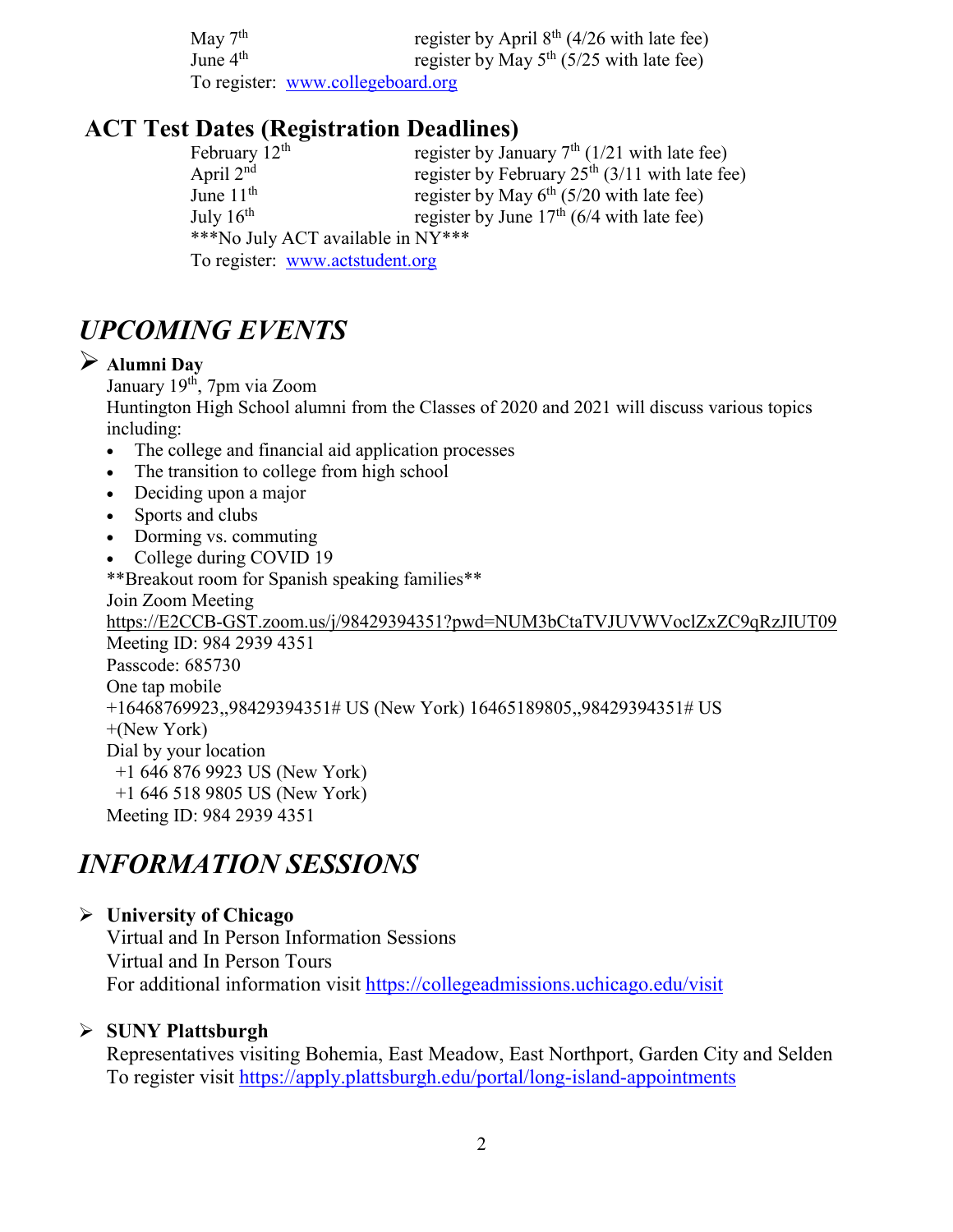May 7th register by April 8th (4/26 with late fee)
June 4th register by May 5th (5/25 with late fee)
To register: [www.collegeboard.org](http://www.collegeboard.org)

## ACT Test Dates (Registration Deadlines)

February 12th register by January 7th (1/21 with late fee)
April 2nd register by February 25th (3/11 with late fee)
June 11th register by May 6th (5/20 with late fee)
July 16th register by June 17th (6/4 with late fee)
***No July ACT available in NY***
To register: [www.actstudent.org](http://www.actstudent.org)

## *UPCOMING EVENTS*

- **Alumni Day**
  January 19th, 7pm via Zoom
  Huntington High School alumni from the Classes of 2020 and 2021 will discuss various topics including:
  - The college and financial aid application processes
  - The transition to college from high school
  - Deciding upon a major
  - Sports and clubs
  - Dorming vs. commuting
  - College during COVID 19

  **Breakout room for Spanish speaking families**
  Join Zoom Meeting
  https://E2CCB-GST.zoom.us/j/98429394351?pwd=NUM3bCtaTVJUVWVoclZxZC9qRzJIUT09
  Meeting ID: 984 2939 4351
  Passcode: 685730
  One tap mobile
  +16468769923,,98429394351# US (New York) 16465189805,,98429394351# US +(New York)
  Dial by your location
  +1 646 876 9923 US (New York)
  +1 646 518 9805 US (New York)
  Meeting ID: 984 2939 4351

## *INFORMATION SESSIONS*

- **University of Chicago**
  Virtual and In Person Information Sessions
  Virtual and In Person Tours
  For additional information visit [https://collegeadmissions.uchicago.edu/visit](https://collegeadmissions.uchicago.edu/visit)

- **SUNY Plattsburgh**
  Representatives visiting Bohemia, East Meadow, East Northport, Garden City and Selden
  To register visit [https://apply.plattsburgh.edu/portal/long-island-appointments](https://apply.plattsburgh.edu/portal/long-island-appointments)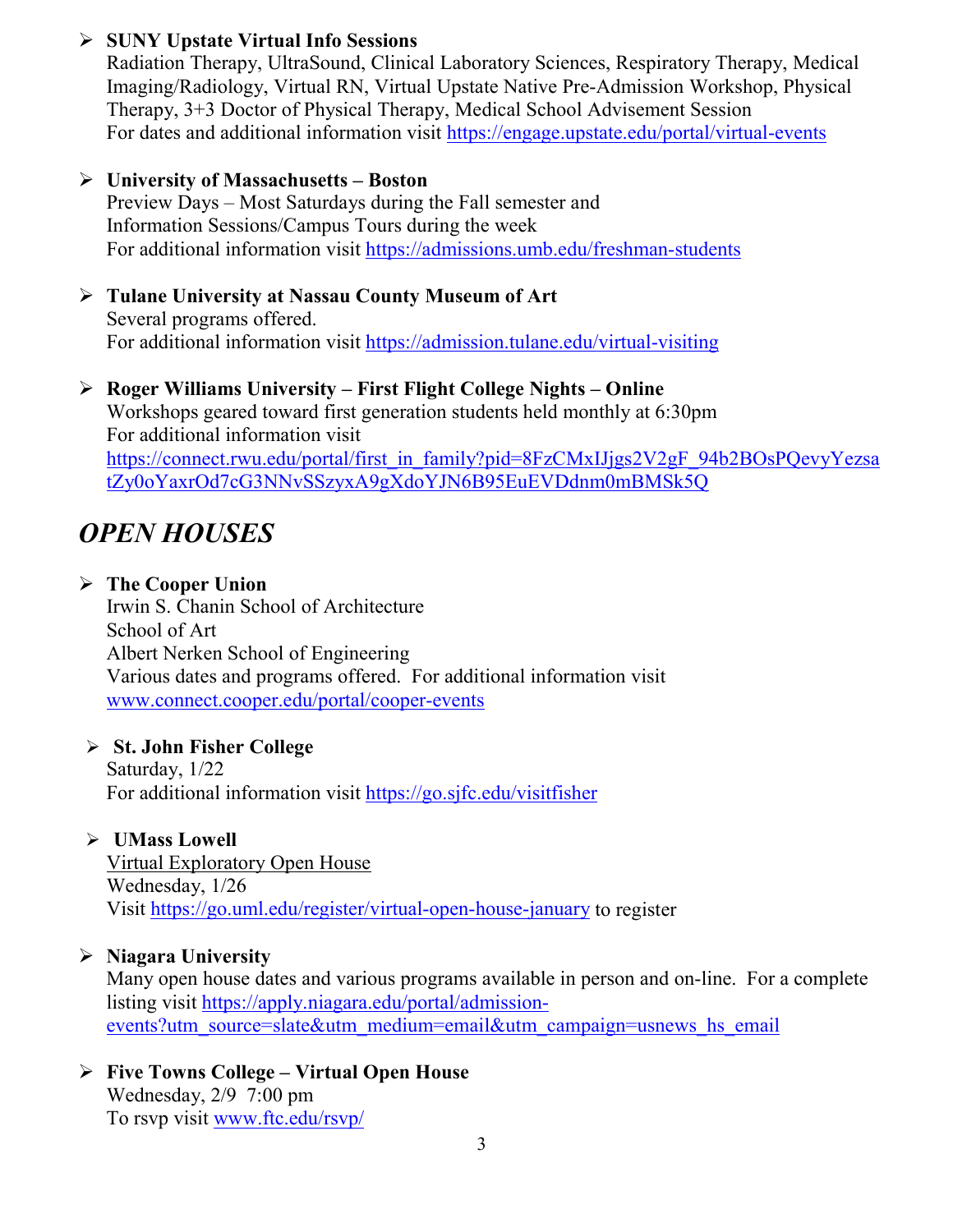- **SUNY Upstate Virtual Info Sessions**
  Radiation Therapy, UltraSound, Clinical Laboratory Sciences, Respiratory Therapy, Medical Imaging/Radiology, Virtual RN, Virtual Upstate Native Pre-Admission Workshop, Physical Therapy, 3+3 Doctor of Physical Therapy, Medical School Advisement Session
  For dates and additional information visit https://engage.upstate.edu/portal/virtual-events

- **University of Massachusetts – Boston**
  Preview Days – Most Saturdays during the Fall semester and
  Information Sessions/Campus Tours during the week
  For additional information visit https://admissions.umb.edu/freshman-students

- **Tulane University at Nassau County Museum of Art**
  Several programs offered.
  For additional information visit https://admission.tulane.edu/virtual-visiting

- **Roger Williams University – First Flight College Nights – Online**
  Workshops geared toward first generation students held monthly at 6:30pm
  For additional information visit
  https://connect.rwu.edu/portal/first_in_family?pid=8FzCMxIJjgs2V2gF_94b2BOsPQevyYezsatZy0oYaxrOd7cG3NNvSSzyxA9gXdoYJN6B95EuEVDdnm0mBMSk5Q

## *OPEN HOUSES*

- **The Cooper Union**
  Irwin S. Chanin School of Architecture
  School of Art
  Albert Nerken School of Engineering
  Various dates and programs offered. For additional information visit
  www.connect.cooper.edu/portal/cooper-events

- **St. John Fisher College**
  Saturday, 1/22
  For additional information visit https://go.sjfc.edu/visitfisher

- **UMass Lowell**
  Virtual Exploratory Open House
  Wednesday, 1/26
  Visit https://go.uml.edu/register/virtual-open-house-january to register

- **Niagara University**
  Many open house dates and various programs available in person and on-line. For a complete listing visit https://apply.niagara.edu/portal/admission-events?utm_source=slate&utm_medium=email&utm_campaign=usnews_hs_email

- **Five Towns College – Virtual Open House**
  Wednesday, 2/9 7:00 pm
  To rsvp visit www.ftc.edu/rsvp/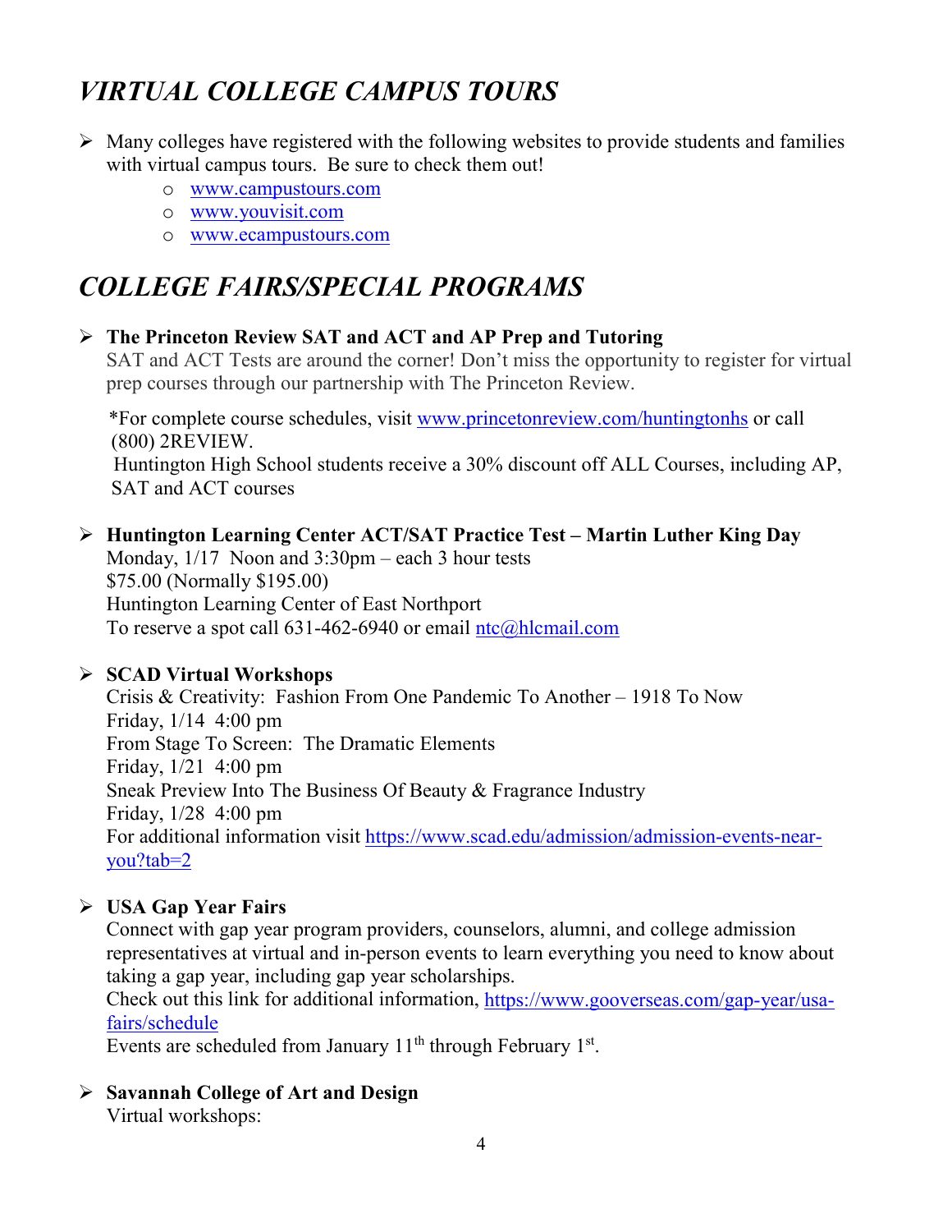# *VIRTUAL COLLEGE CAMPUS TOURS*

- Many colleges have registered with the following websites to provide students and families with virtual campus tours. Be sure to check them out!
  - www.campustours.com
  - www.youvisit.com
  - www.ecampustours.com

# *COLLEGE FAIRS/SPECIAL PROGRAMS*

- **The Princeton Review SAT and ACT and AP Prep and Tutoring**
  SAT and ACT Tests are around the corner! Don't miss the opportunity to register for virtual prep courses through our partnership with The Princeton Review.

  *For complete course schedules, visit www.princetonreview.com/huntingtonhs or call (800) 2REVIEW.
  Huntington High School students receive a 30% discount off ALL Courses, including AP, SAT and ACT courses

- **Huntington Learning Center ACT/SAT Practice Test – Martin Luther King Day**
  Monday, 1/17 Noon and 3:30pm – each 3 hour tests
  $75.00 (Normally $195.00)
  Huntington Learning Center of East Northport
  To reserve a spot call 631-462-6940 or email ntc@hlcmail.com

- **SCAD Virtual Workshops**
  Crisis & Creativity: Fashion From One Pandemic To Another – 1918 To Now
  Friday, 1/14 4:00 pm
  From Stage To Screen: The Dramatic Elements
  Friday, 1/21 4:00 pm
  Sneak Preview Into The Business Of Beauty & Fragrance Industry
  Friday, 1/28 4:00 pm
  For additional information visit https://www.scad.edu/admission/admission-events-near-you?tab=2

- **USA Gap Year Fairs**
  Connect with gap year program providers, counselors, alumni, and college admission representatives at virtual and in-person events to learn everything you need to know about taking a gap year, including gap year scholarships.
  Check out this link for additional information, https://www.gooverseas.com/gap-year/usa-fairs/schedule
  Events are scheduled from January 11th through February 1st.

- **Savannah College of Art and Design**
  Virtual workshops: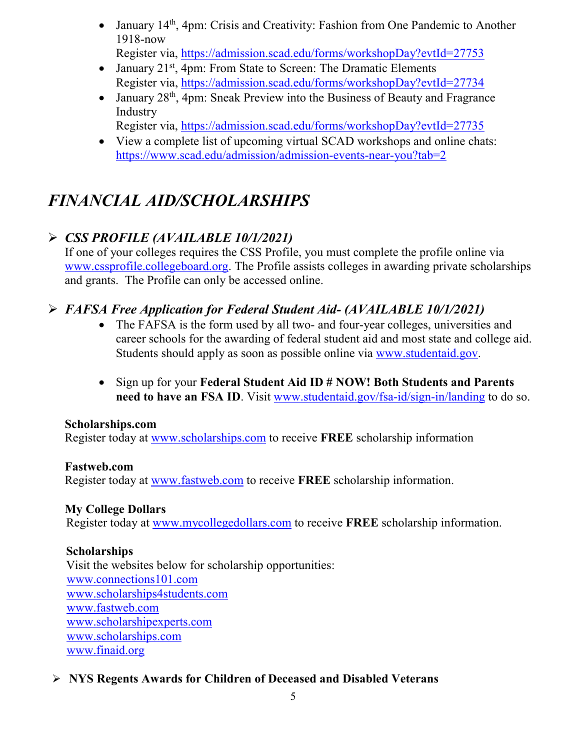- January 14th, 4pm: Crisis and Creativity: Fashion from One Pandemic to Another 1918-now
  Register via, https://admission.scad.edu/forms/workshopDay?evtId=27753
- January 21st, 4pm: From State to Screen: The Dramatic Elements
  Register via, https://admission.scad.edu/forms/workshopDay?evtId=27734
- January 28th, 4pm: Sneak Preview into the Business of Beauty and Fragrance Industry
  Register via, https://admission.scad.edu/forms/workshopDay?evtId=27735
- View a complete list of upcoming virtual SCAD workshops and online chats: https://www.scad.edu/admission/admission-events-near-you?tab=2

# *FINANCIAL AID/SCHOLARSHIPS*

## *CSS PROFILE (AVAILABLE 10/1/2021)*

If one of your colleges requires the CSS Profile, you must complete the profile online via www.cssprofile.collegeboard.org. The Profile assists colleges in awarding private scholarships and grants. The Profile can only be accessed online.

## *FAFSA Free Application for Federal Student Aid- (AVAILABLE 10/1/2021)*

- The FAFSA is the form used by all two- and four-year colleges, universities and career schools for the awarding of federal student aid and most state and college aid. Students should apply as soon as possible online via www.studentaid.gov.

- Sign up for your **Federal Student Aid ID # NOW! Both Students and Parents need to have an FSA ID**. Visit www.studentaid.gov/fsa-id/sign-in/landing to do so.

**Scholarships.com**
Register today at www.scholarships.com to receive **FREE** scholarship information

**Fastweb.com**
Register today at www.fastweb.com to receive **FREE** scholarship information.

**My College Dollars**
Register today at www.mycollegedollars.com to receive **FREE** scholarship information.

**Scholarships**
Visit the websites below for scholarship opportunities:
www.connections101.com
www.scholarships4students.com
www.fastweb.com
www.scholarshipexperts.com
www.scholarships.com
www.finaid.org

## **NYS Regents Awards for Children of Deceased and Disabled Veterans**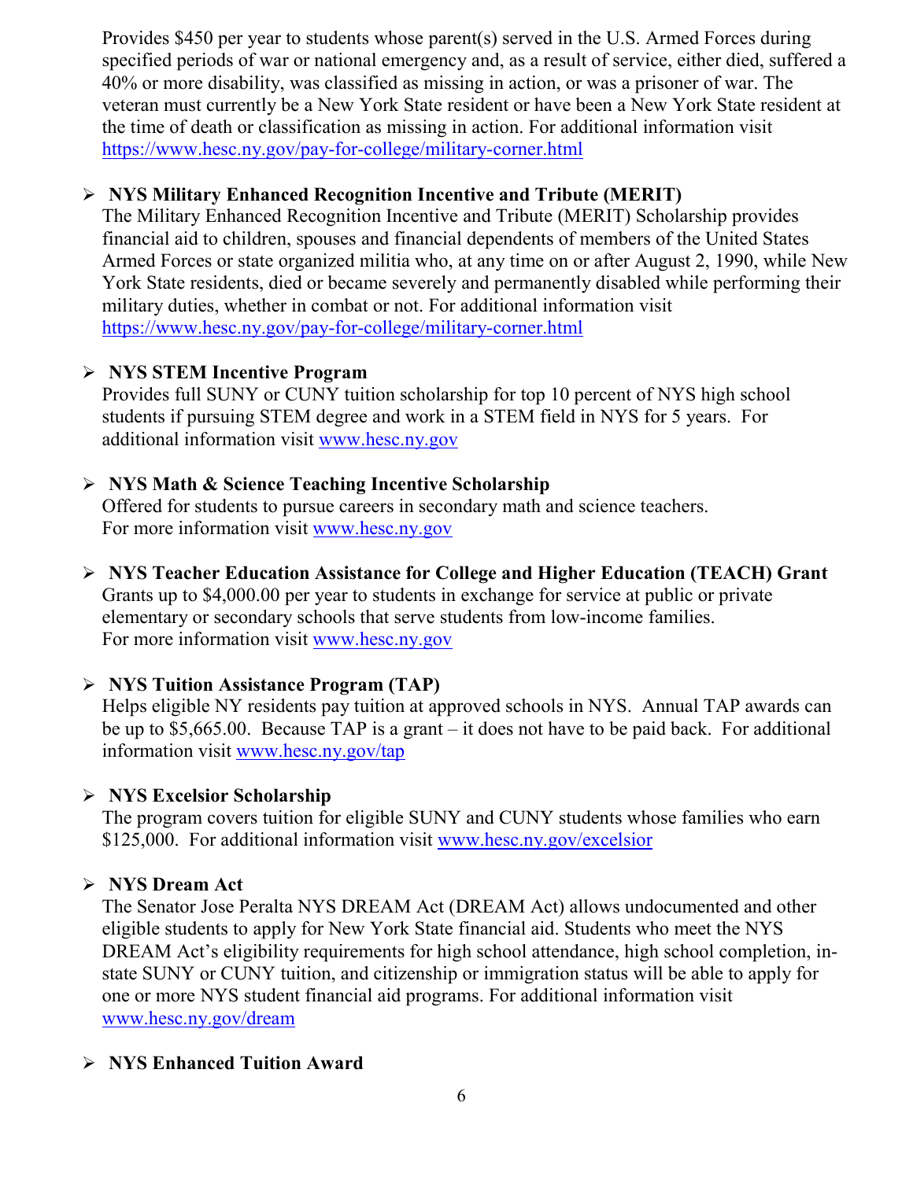Provides $450 per year to students whose parent(s) served in the U.S. Armed Forces during specified periods of war or national emergency and, as a result of service, either died, suffered a 40% or more disability, was classified as missing in action, or was a prisoner of war. The veteran must currently be a New York State resident or have been a New York State resident at the time of death or classification as missing in action. For additional information visit https://www.hesc.ny.gov/pay-for-college/military-corner.html

- **NYS Military Enhanced Recognition Incentive and Tribute (MERIT)**
  The Military Enhanced Recognition Incentive and Tribute (MERIT) Scholarship provides financial aid to children, spouses and financial dependents of members of the United States Armed Forces or state organized militia who, at any time on or after August 2, 1990, while New York State residents, died or became severely and permanently disabled while performing their military duties, whether in combat or not. For additional information visit https://www.hesc.ny.gov/pay-for-college/military-corner.html

- **NYS STEM Incentive Program**
  Provides full SUNY or CUNY tuition scholarship for top 10 percent of NYS high school students if pursuing STEM degree and work in a STEM field in NYS for 5 years. For additional information visit www.hesc.ny.gov

- **NYS Math & Science Teaching Incentive Scholarship**
  Offered for students to pursue careers in secondary math and science teachers.
  For more information visit www.hesc.ny.gov

- **NYS Teacher Education Assistance for College and Higher Education (TEACH) Grant**
  Grants up to $4,000.00 per year to students in exchange for service at public or private elementary or secondary schools that serve students from low-income families.
  For more information visit www.hesc.ny.gov

- **NYS Tuition Assistance Program (TAP)**
  Helps eligible NY residents pay tuition at approved schools in NYS. Annual TAP awards can be up to $5,665.00. Because TAP is a grant – it does not have to be paid back. For additional information visit www.hesc.ny.gov/tap

- **NYS Excelsior Scholarship**
  The program covers tuition for eligible SUNY and CUNY students whose families who earn $125,000. For additional information visit www.hesc.ny.gov/excelsior

- **NYS Dream Act**
  The Senator Jose Peralta NYS DREAM Act (DREAM Act) allows undocumented and other eligible students to apply for New York State financial aid. Students who meet the NYS DREAM Act's eligibility requirements for high school attendance, high school completion, in-state SUNY or CUNY tuition, and citizenship or immigration status will be able to apply for one or more NYS student financial aid programs. For additional information visit www.hesc.ny.gov/dream

- **NYS Enhanced Tuition Award**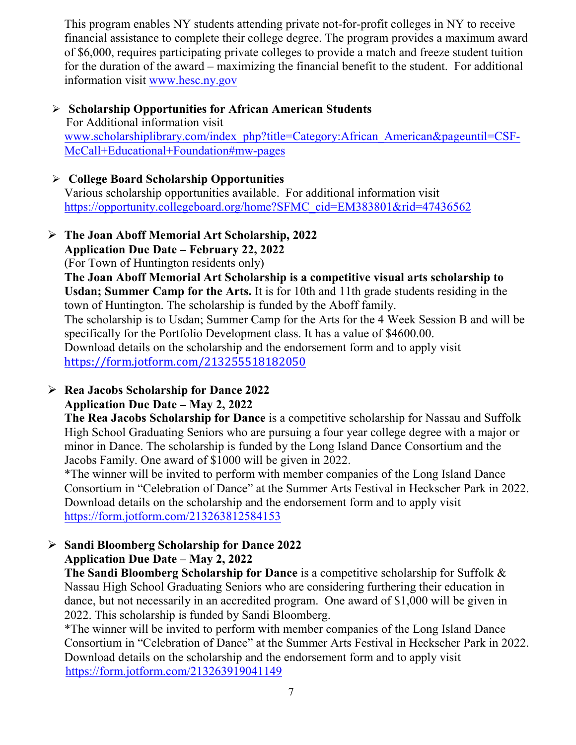This program enables NY students attending private not-for-profit colleges in NY to receive financial assistance to complete their college degree. The program provides a maximum award of $6,000, requires participating private colleges to provide a match and freeze student tuition for the duration of the award – maximizing the financial benefit to the student. For additional information visit www.hesc.ny.gov

- **Scholarship Opportunities for African American Students**
  For Additional information visit www.scholarshiplibrary.com/index_php?title=Category:African_American&pageuntil=CSF-McCall+Educational+Foundation#mw-pages

- **College Board Scholarship Opportunities**
  Various scholarship opportunities available. For additional information visit https://opportunity.collegeboard.org/home?SFMC_cid=EM383801&rid=47436562

- **The Joan Aboff Memorial Art Scholarship, 2022**
  **Application Due Date – February 22, 2022**
  (For Town of Huntington residents only)
  **The Joan Aboff Memorial Art Scholarship is a competitive visual arts scholarship to Usdan; Summer Camp for the Arts.** It is for 10th and 11th grade students residing in the town of Huntington. The scholarship is funded by the Aboff family.
  The scholarship is to Usdan; Summer Camp for the Arts for the 4 Week Session B and will be specifically for the Portfolio Development class. It has a value of $4600.00.
  Download details on the scholarship and the endorsement form and to apply visit https://form.jotform.com/213255518182050

- **Rea Jacobs Scholarship for Dance 2022**
  **Application Due Date – May 2, 2022**
  **The Rea Jacobs Scholarship for Dance** is a competitive scholarship for Nassau and Suffolk High School Graduating Seniors who are pursuing a four year college degree with a major or minor in Dance. The scholarship is funded by the Long Island Dance Consortium and the Jacobs Family. One award of $1000 will be given in 2022.
  *The winner will be invited to perform with member companies of the Long Island Dance Consortium in "Celebration of Dance" at the Summer Arts Festival in Heckscher Park in 2022.
  Download details on the scholarship and the endorsement form and to apply visit https://form.jotform.com/213263812584153

- **Sandi Bloomberg Scholarship for Dance 2022**
  **Application Due Date – May 2, 2022**
  **The Sandi Bloomberg Scholarship for Dance** is a competitive scholarship for Suffolk & Nassau High School Graduating Seniors who are considering furthering their education in dance, but not necessarily in an accredited program. One award of $1,000 will be given in 2022. This scholarship is funded by Sandi Bloomberg.
  *The winner will be invited to perform with member companies of the Long Island Dance Consortium in "Celebration of Dance" at the Summer Arts Festival in Heckscher Park in 2022.
  Download details on the scholarship and the endorsement form and to apply visit https://form.jotform.com/213263919041149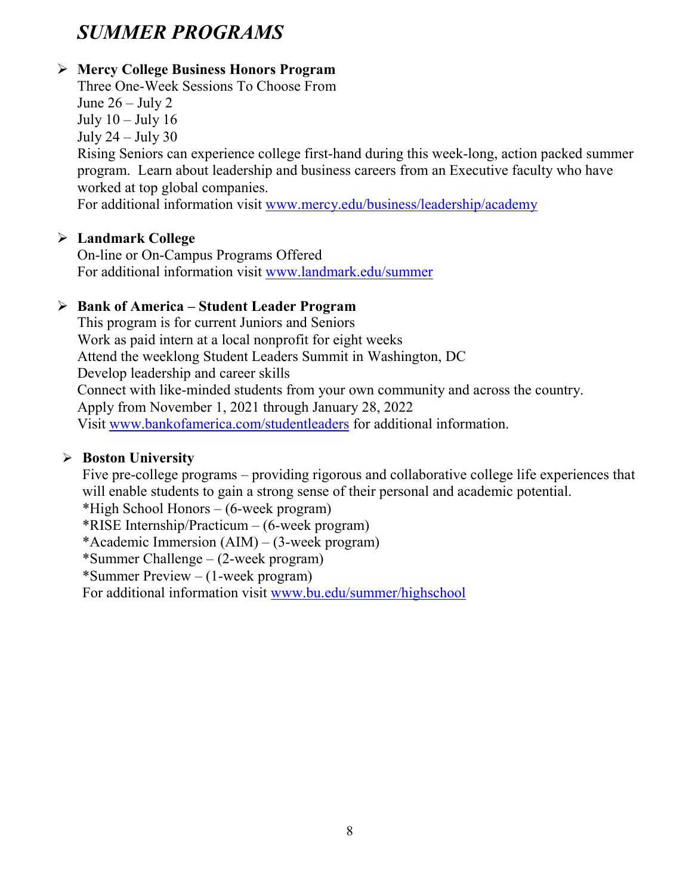# *SUMMER PROGRAMS*

- **Mercy College Business Honors Program**
  Three One-Week Sessions To Choose From
  June 26 – July 2
  July 10 – July 16
  July 24 – July 30
  Rising Seniors can experience college first-hand during this week-long, action packed summer program. Learn about leadership and business careers from an Executive faculty who have worked at top global companies.
  For additional information visit www.mercy.edu/business/leadership/academy

- **Landmark College**
  On-line or On-Campus Programs Offered
  For additional information visit www.landmark.edu/summer

- **Bank of America – Student Leader Program**
  This program is for current Juniors and Seniors
  Work as paid intern at a local nonprofit for eight weeks
  Attend the weeklong Student Leaders Summit in Washington, DC
  Develop leadership and career skills
  Connect with like-minded students from your own community and across the country.
  Apply from November 1, 2021 through January 28, 2022
  Visit www.bankofamerica.com/studentleaders for additional information.

- **Boston University**
  Five pre-college programs – providing rigorous and collaborative college life experiences that will enable students to gain a strong sense of their personal and academic potential.
  *High School Honors – (6-week program)
  *RISE Internship/Practicum – (6-week program)
  *Academic Immersion (AIM) – (3-week program)
  *Summer Challenge – (2-week program)
  *Summer Preview – (1-week program)
  For additional information visit www.bu.edu/summer/highschool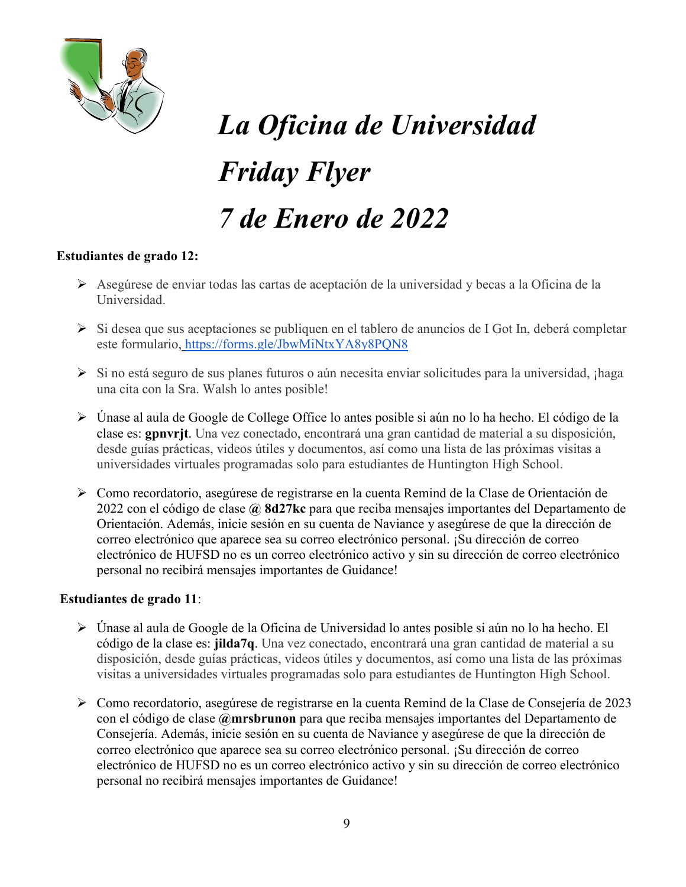# *La Oficina de Universidad*

# *Friday Flyer*

# *7 de Enero de 2022*

**Estudiantes de grado 12:**

- Asegúrese de enviar todas las cartas de aceptación de la universidad y becas a la Oficina de la Universidad.
- Si desea que sus aceptaciones se publiquen en el tablero de anuncios de I Got In, deberá completar este formulario, https://forms.gle/JbwMiNtxYA8y8PQN8
- Si no está seguro de sus planes futuros o aún necesita enviar solicitudes para la universidad, ¡haga una cita con la Sra. Walsh lo antes posible!
- Únase al aula de Google de College Office lo antes posible si aún no lo ha hecho. El código de la clase es: **gpnvrjt**. Una vez conectado, encontrará una gran cantidad de material a su disposición, desde guías prácticas, videos útiles y documentos, así como una lista de las próximas visitas a universidades virtuales programadas solo para estudiantes de Huntington High School.
- Como recordatorio, asegúrese de registrarse en la cuenta Remind de la Clase de Orientación de 2022 con el código de clase **@ 8d27kc** para que reciba mensajes importantes del Departamento de Orientación. Además, inicie sesión en su cuenta de Naviance y asegúrese de que la dirección de correo electrónico que aparece sea su correo electrónico personal. ¡Su dirección de correo electrónico de HUFSD no es un correo electrónico activo y sin su dirección de correo electrónico personal no recibirá mensajes importantes de Guidance!

**Estudiantes de grado 11**:

- Únase al aula de Google de la Oficina de Universidad lo antes posible si aún no lo ha hecho. El código de la clase es: **jilda7q**. Una vez conectado, encontrará una gran cantidad de material a su disposición, desde guías prácticas, videos útiles y documentos, así como una lista de las próximas visitas a universidades virtuales programadas solo para estudiantes de Huntington High School.
- Como recordatorio, asegúrese de registrarse en la cuenta Remind de la Clase de Consejería de 2023 con el código de clase **@mrsbrunon** para que reciba mensajes importantes del Departamento de Consejería. Además, inicie sesión en su cuenta de Naviance y asegúrese de que la dirección de correo electrónico que aparece sea su correo electrónico personal. ¡Su dirección de correo electrónico de HUFSD no es un correo electrónico activo y sin su dirección de correo electrónico personal no recibirá mensajes importantes de Guidance!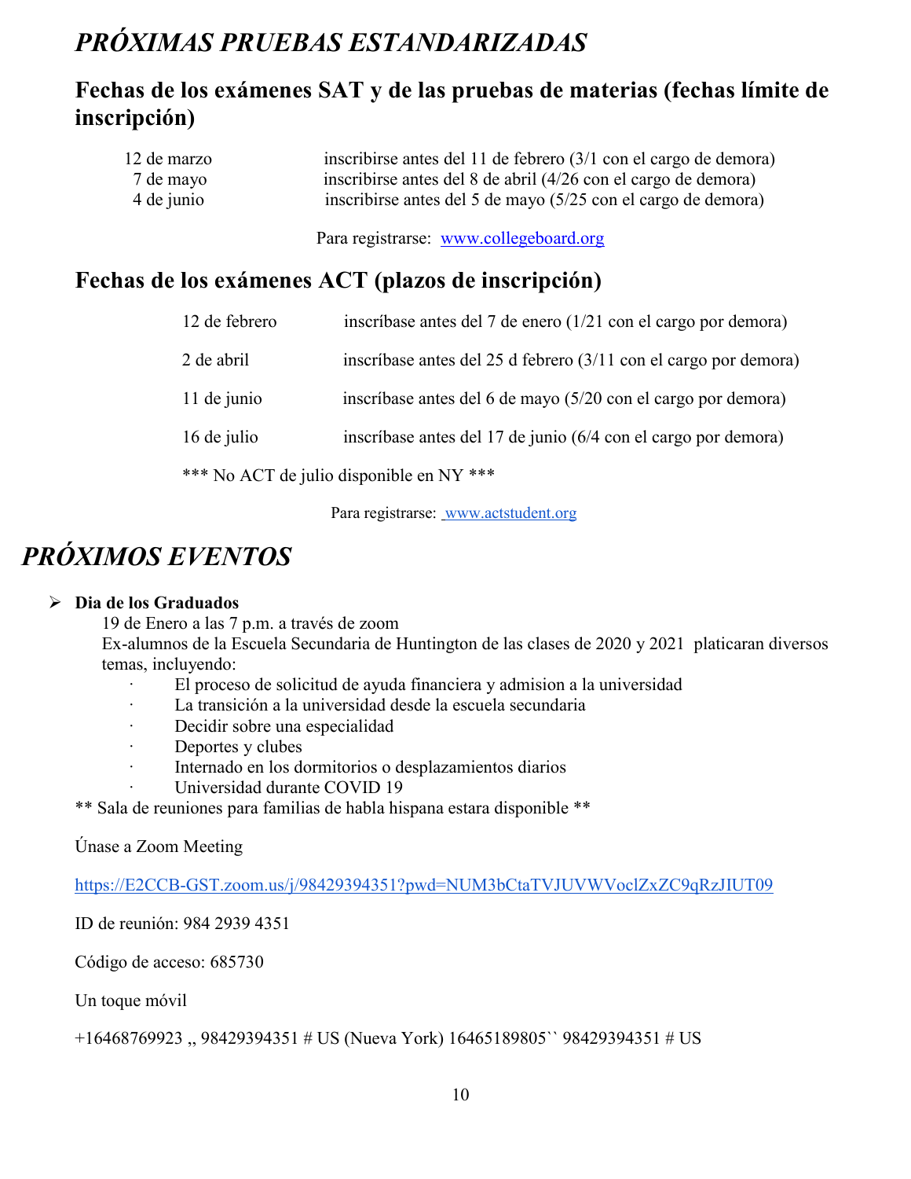# *PRÓXIMAS PRUEBAS ESTANDARIZADAS*

## Fechas de los exámenes SAT y de las pruebas de materias (fechas límite de inscripción)

| | |
|---|---|
| 12 de marzo | inscribirse antes del 11 de febrero (3/1 con el cargo de demora) |
| 7 de mayo | inscribirse antes del 8 de abril (4/26 con el cargo de demora) |
| 4 de junio | inscribirse antes del 5 de mayo (5/25 con el cargo de demora) |

Para registrarse: www.collegeboard.org

## Fechas de los exámenes ACT (plazos de inscripción)

| | |
|---|---|
| 12 de febrero | inscríbase antes del 7 de enero (1/21 con el cargo por demora) |
| 2 de abril | inscríbase antes del 25 d febrero (3/11 con el cargo por demora) |
| 11 de junio | inscríbase antes del 6 de mayo (5/20 con el cargo por demora) |
| 16 de julio | inscríbase antes del 17 de junio (6/4 con el cargo por demora) |

*** No ACT de julio disponible en NY ***

Para registrarse: www.actstudent.org

# *PRÓXIMOS EVENTOS*

- **Dia de los Graduados**

  19 de Enero a las 7 p.m. a través de zoom

  Ex-alumnos de la Escuela Secundaria de Huntington de las clases de 2020 y 2021 platicaran diversos temas, incluyendo:

  - El proceso de solicitud de ayuda financiera y admision a la universidad
  - La transición a la universidad desde la escuela secundaria
  - Decidir sobre una especialidad
  - Deportes y clubes
  - Internado en los dormitorios o desplazamientos diarios
  - Universidad durante COVID 19

** Sala de reuniones para familias de habla hispana estara disponible **

Únase a Zoom Meeting

https://E2CCB-GST.zoom.us/j/98429394351?pwd=NUM3bCtaTVJUVWVoclZxZC9qRzJIUT09

ID de reunión: 984 2939 4351

Código de acceso: 685730

Un toque móvil

+16468769923 ,, 98429394351 # US (Nueva York) 16465189805`` 98429394351 # US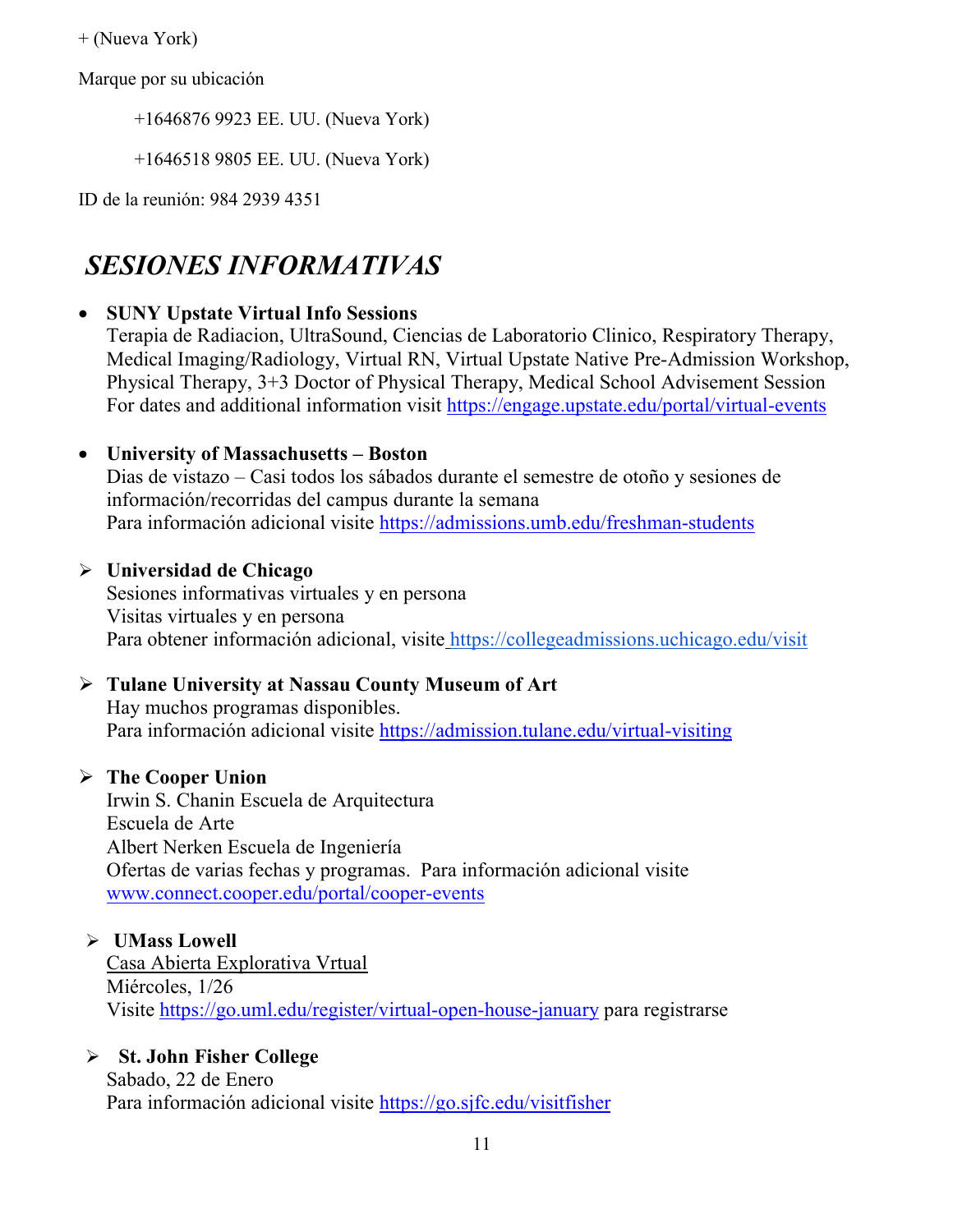+ (Nueva York)

Marque por su ubicación

+1646876 9923 EE. UU. (Nueva York)

+1646518 9805 EE. UU. (Nueva York)

ID de la reunión: 984 2939 4351

## *SESIONES INFORMATIVAS*

- **SUNY Upstate Virtual Info Sessions**
  Terapia de Radiacion, UltraSound, Ciencias de Laboratorio Clinico, Respiratory Therapy, Medical Imaging/Radiology, Virtual RN, Virtual Upstate Native Pre-Admission Workshop, Physical Therapy, 3+3 Doctor of Physical Therapy, Medical School Advisement Session
  For dates and additional information visit https://engage.upstate.edu/portal/virtual-events

- **University of Massachusetts – Boston**
  Dias de vistazo – Casi todos los sábados durante el semestre de otoño y sesiones de información/recorridas del campus durante la semana
  Para información adicional visite https://admissions.umb.edu/freshman-students

- **Universidad de Chicago**
  Sesiones informativas virtuales y en persona
  Visitas virtuales y en persona
  Para obtener información adicional, visite https://collegeadmissions.uchicago.edu/visit

- **Tulane University at Nassau County Museum of Art**
  Hay muchos programas disponibles.
  Para información adicional visite https://admission.tulane.edu/virtual-visiting

- **The Cooper Union**
  Irwin S. Chanin Escuela de Arquitectura
  Escuela de Arte
  Albert Nerken Escuela de Ingeniería
  Ofertas de varias fechas y programas. Para información adicional visite www.connect.cooper.edu/portal/cooper-events

- **UMass Lowell**
  Casa Abierta Explorativa Vrtual
  Miércoles, 1/26
  Visite https://go.uml.edu/register/virtual-open-house-january para registrarse

- **St. John Fisher College**
  Sabado, 22 de Enero
  Para información adicional visite https://go.sjfc.edu/visitfisher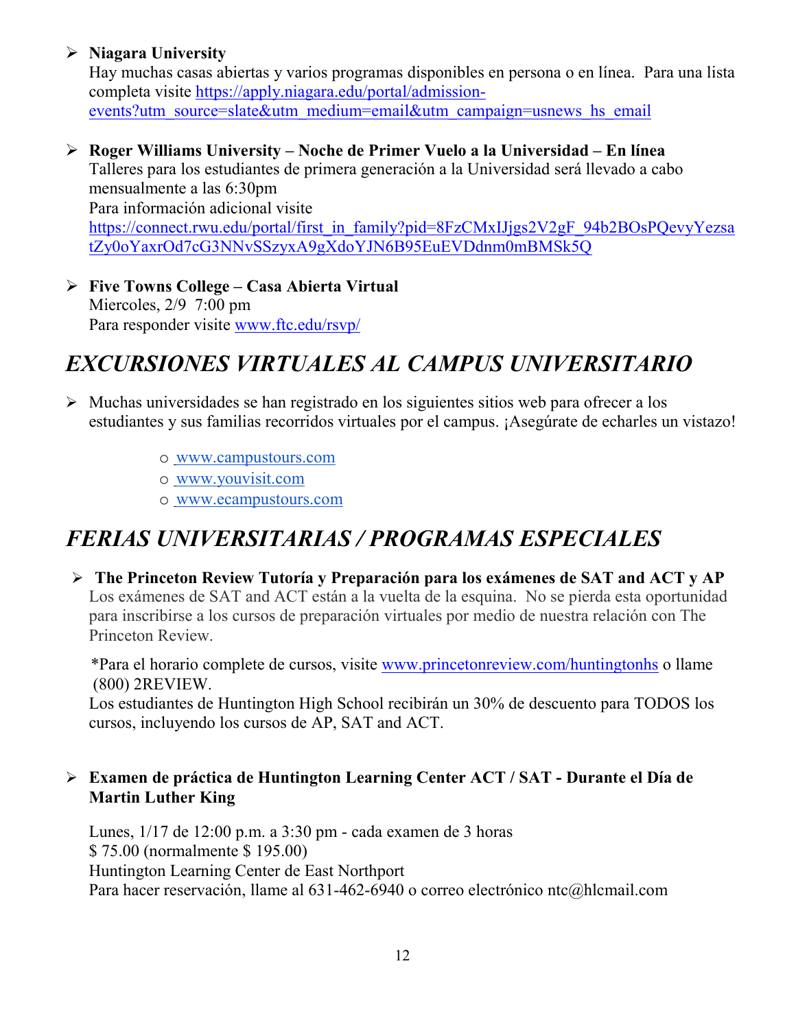- **Niagara University**
  Hay muchas casas abiertas y varios programas disponibles en persona o en línea. Para una lista completa visite https://apply.niagara.edu/portal/admission-events?utm_source=slate&utm_medium=email&utm_campaign=usnews_hs_email

- **Roger Williams University – Noche de Primer Vuelo a la Universidad – En línea**
  Talleres para los estudiantes de primera generación a la Universidad será llevado a cabo mensualmente a las 6:30pm
  Para información adicional visite https://connect.rwu.edu/portal/first_in_family?pid=8FzCMxIJjgs2V2gF_94b2BOsPQevyYezsatZy0oYaxrOd7cG3NNvSSzyxA9gXdoYJN6B95EuEVDdnm0mBMSk5Q

- **Five Towns College – Casa Abierta Virtual**
  Miercoles, 2/9 7:00 pm
  Para responder visite www.ftc.edu/rsvp/

# *EXCURSIONES VIRTUALES AL CAMPUS UNIVERSITARIO*

- Muchas universidades se han registrado en los siguientes sitios web para ofrecer a los estudiantes y sus familias recorridos virtuales por el campus. ¡Asegúrate de echarles un vistazo!
  - www.campustours.com
  - www.youvisit.com
  - www.ecampustours.com

# *FERIAS UNIVERSITARIAS / PROGRAMAS ESPECIALES*

- **The Princeton Review Tutoría y Preparación para los exámenes de SAT and ACT y AP**
  Los exámenes de SAT and ACT están a la vuelta de la esquina. No se pierda esta oportunidad para inscribirse a los cursos de preparación virtuales por medio de nuestra relación con The Princeton Review.

  *Para el horario complete de cursos, visite www.princetonreview.com/huntingtonhs o llame (800) 2REVIEW.
  Los estudiantes de Huntington High School recibirán un 30% de descuento para TODOS los cursos, incluyendo los cursos de AP, SAT and ACT.

- **Examen de práctica de Huntington Learning Center ACT / SAT - Durante el Día de Martin Luther King**

  Lunes, 1/17 de 12:00 p.m. a 3:30 pm - cada examen de 3 horas
  $ 75.00 (normalmente $ 195.00)
  Huntington Learning Center de East Northport
  Para hacer reservación, llame al 631-462-6940 o correo electrónico ntc@hlcmail.com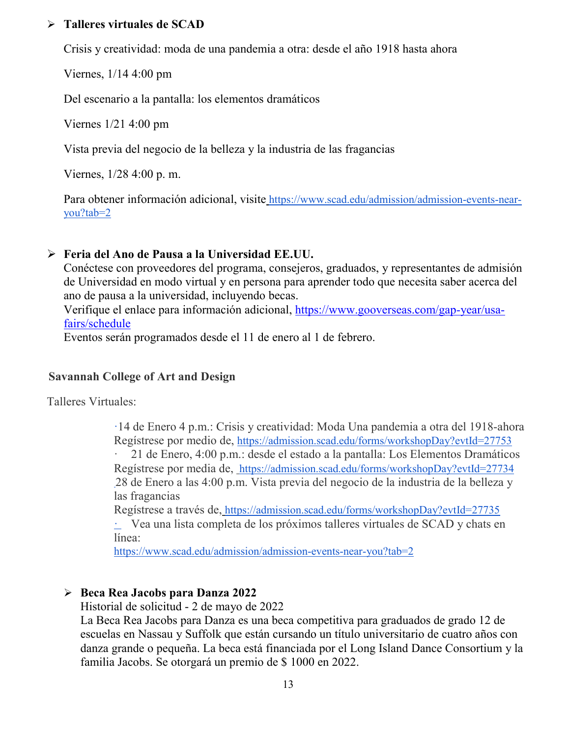- **Talleres virtuales de SCAD**

  Crisis y creatividad: moda de una pandemia a otra: desde el año 1918 hasta ahora

  Viernes, 1/14 4:00 pm

  Del escenario a la pantalla: los elementos dramáticos

  Viernes 1/21 4:00 pm

  Vista previa del negocio de la belleza y la industria de las fragancias

  Viernes, 1/28 4:00 p. m.

  Para obtener información adicional, visite https://www.scad.edu/admission/admission-events-near-you?tab=2

- **Feria del Ano de Pausa a la Universidad EE.UU.**
  Conéctese con proveedores del programa, consejeros, graduados, y representantes de admisión de Universidad en modo virtual y en persona para aprender todo que necesita saber acerca del ano de pausa a la universidad, incluyendo becas.
  Verifique el enlace para información adicional, https://www.gooverseas.com/gap-year/usa-fairs/schedule
  Eventos serán programados desde el 11 de enero al 1 de febrero.

**Savannah College of Art and Design**

Talleres Virtuales:

- 14 de Enero 4 p.m.: Crisis y creatividad: Moda Una pandemia a otra del 1918-ahora
  Regístrese por medio de, https://admission.scad.edu/forms/workshopDay?evtId=27753
- 21 de Enero, 4:00 p.m.: desde el estado a la pantalla: Los Elementos Dramáticos
  Regístrese por media de, https://admission.scad.edu/forms/workshopDay?evtId=27734
- 28 de Enero a las 4:00 p.m. Vista previa del negocio de la industria de la belleza y las fragancias
  Regístrese a través de, https://admission.scad.edu/forms/workshopDay?evtId=27735
- Vea una lista completa de los próximos talleres virtuales de SCAD y chats en línea:
  https://www.scad.edu/admission/admission-events-near-you?tab=2

- **Beca Rea Jacobs para Danza 2022**
  Historial de solicitud - 2 de mayo de 2022
  La Beca Rea Jacobs para Danza es una beca competitiva para graduados de grado 12 de escuelas en Nassau y Suffolk que están cursando un título universitario de cuatro años con danza grande o pequeña. La beca está financiada por el Long Island Dance Consortium y la familia Jacobs. Se otorgará un premio de $ 1000 en 2022.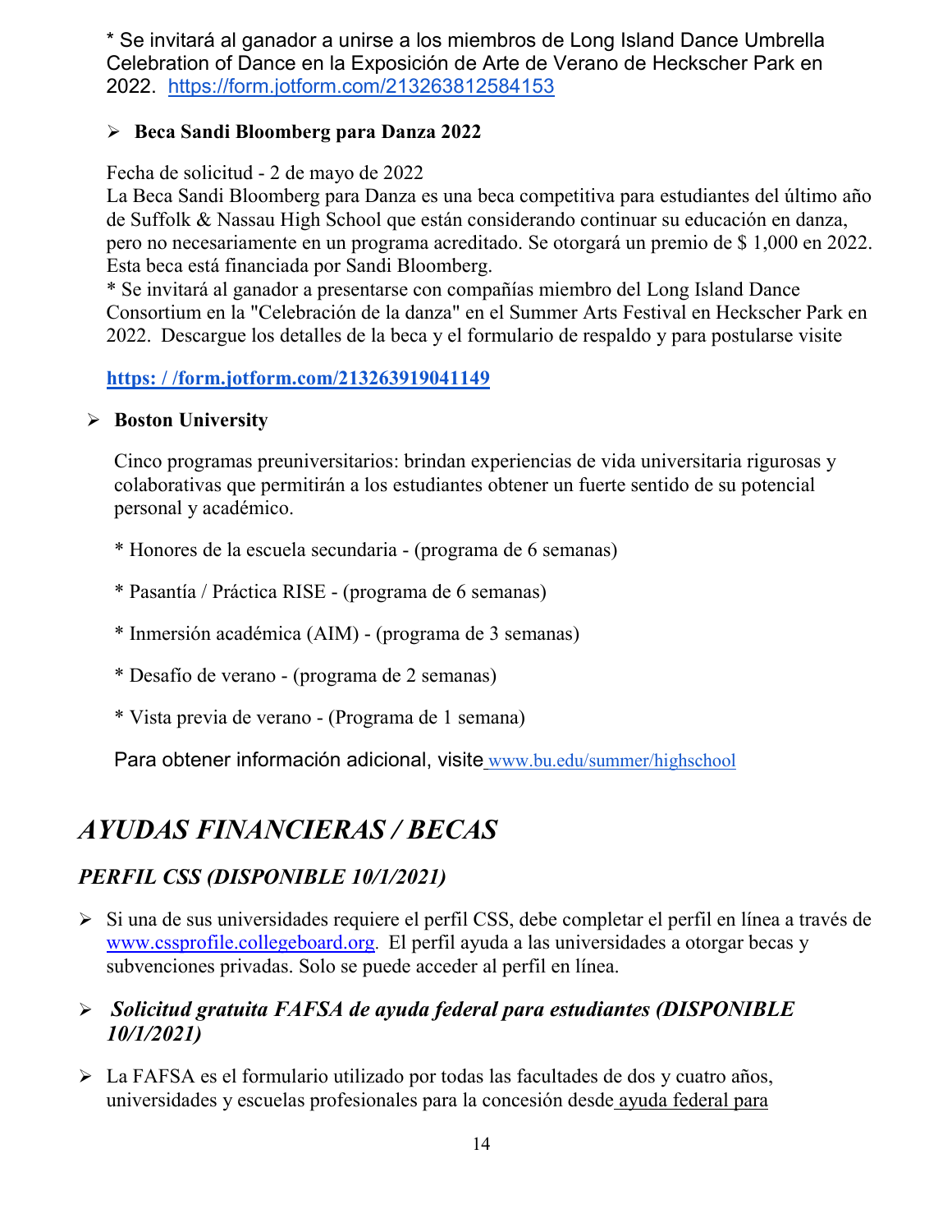\* Se invitará al ganador a unirse a los miembros de Long Island Dance Umbrella Celebration of Dance en la Exposición de Arte de Verano de Heckscher Park en 2022. https://form.jotform.com/213263812584153

- **Beca Sandi Bloomberg para Danza 2022**

Fecha de solicitud - 2 de mayo de 2022
La Beca Sandi Bloomberg para Danza es una beca competitiva para estudiantes del último año de Suffolk & Nassau High School que están considerando continuar su educación en danza, pero no necesariamente en un programa acreditado. Se otorgará un premio de $ 1,000 en 2022. Esta beca está financiada por Sandi Bloomberg.
\* Se invitará al ganador a presentarse con compañías miembro del Long Island Dance Consortium en la "Celebración de la danza" en el Summer Arts Festival en Heckscher Park en 2022. Descargue los detalles de la beca y el formulario de respaldo y para postularse visite

**https: / /form.jotform.com/213263919041149**

- **Boston University**

Cinco programas preuniversitarios: brindan experiencias de vida universitaria rigurosas y colaborativas que permitirán a los estudiantes obtener un fuerte sentido de su potencial personal y académico.

\* Honores de la escuela secundaria - (programa de 6 semanas)

\* Pasantía / Práctica RISE - (programa de 6 semanas)

\* Inmersión académica (AIM) - (programa de 3 semanas)

\* Desafío de verano - (programa de 2 semanas)

\* Vista previa de verano - (Programa de 1 semana)

Para obtener información adicional, visite www.bu.edu/summer/highschool

# *AYUDAS FINANCIERAS / BECAS*

## *PERFIL CSS (DISPONIBLE 10/1/2021)*

- Si una de sus universidades requiere el perfil CSS, debe completar el perfil en línea a través de www.cssprofile.collegeboard.org. El perfil ayuda a las universidades a otorgar becas y subvenciones privadas. Solo se puede acceder al perfil en línea.

- ***Solicitud gratuita FAFSA de ayuda federal para estudiantes (DISPONIBLE 10/1/2021)***

- La FAFSA es el formulario utilizado por todas las facultades de dos y cuatro años, universidades y escuelas profesionales para la concesión desde ayuda federal para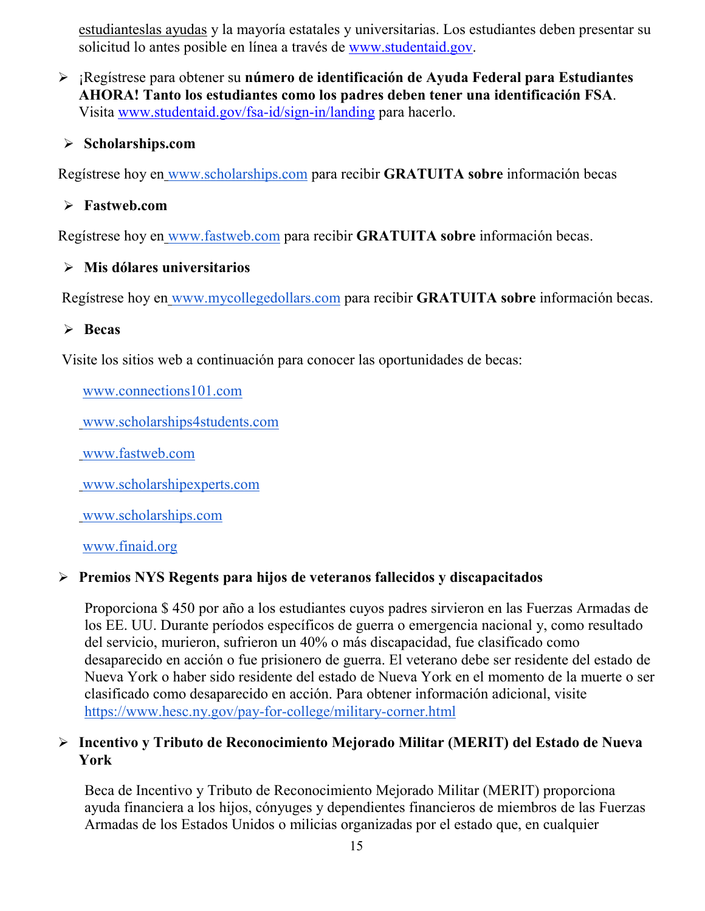estudianteslas ayudas y la mayoría estatales y universitarias. Los estudiantes deben presentar su solicitud lo antes posible en línea a través de www.studentaid.gov.

- ¡Regístrese para obtener su **número de identificación de Ayuda Federal para Estudiantes AHORA! Tanto los estudiantes como los padres deben tener una identificación FSA**. Visita www.studentaid.gov/fsa-id/sign-in/landing para hacerlo.

- **Scholarships.com**

Regístrese hoy en www.scholarships.com para recibir **GRATUITA sobre** información becas

- **Fastweb.com**

Regístrese hoy en www.fastweb.com para recibir **GRATUITA sobre** información becas.

- **Mis dólares universitarios**

Regístrese hoy en www.mycollegedollars.com para recibir **GRATUITA sobre** información becas.

- **Becas**

Visite los sitios web a continuación para conocer las oportunidades de becas:

www.connections101.com

www.scholarships4students.com

www.fastweb.com

www.scholarshipexperts.com

www.scholarships.com

www.finaid.org

- **Premios NYS Regents para hijos de veteranos fallecidos y discapacitados**

  Proporciona $ 450 por año a los estudiantes cuyos padres sirvieron en las Fuerzas Armadas de los EE. UU. Durante períodos específicos de guerra o emergencia nacional y, como resultado del servicio, murieron, sufrieron un 40% o más discapacidad, fue clasificado como desaparecido en acción o fue prisionero de guerra. El veterano debe ser residente del estado de Nueva York o haber sido residente del estado de Nueva York en el momento de la muerte o ser clasificado como desaparecido en acción. Para obtener información adicional, visite https://www.hesc.ny.gov/pay-for-college/military-corner.html

- **Incentivo y Tributo de Reconocimiento Mejorado Militar (MERIT) del Estado de Nueva York**

  Beca de Incentivo y Tributo de Reconocimiento Mejorado Militar (MERIT) proporciona ayuda financiera a los hijos, cónyuges y dependientes financieros de miembros de las Fuerzas Armadas de los Estados Unidos o milicias organizadas por el estado que, en cualquier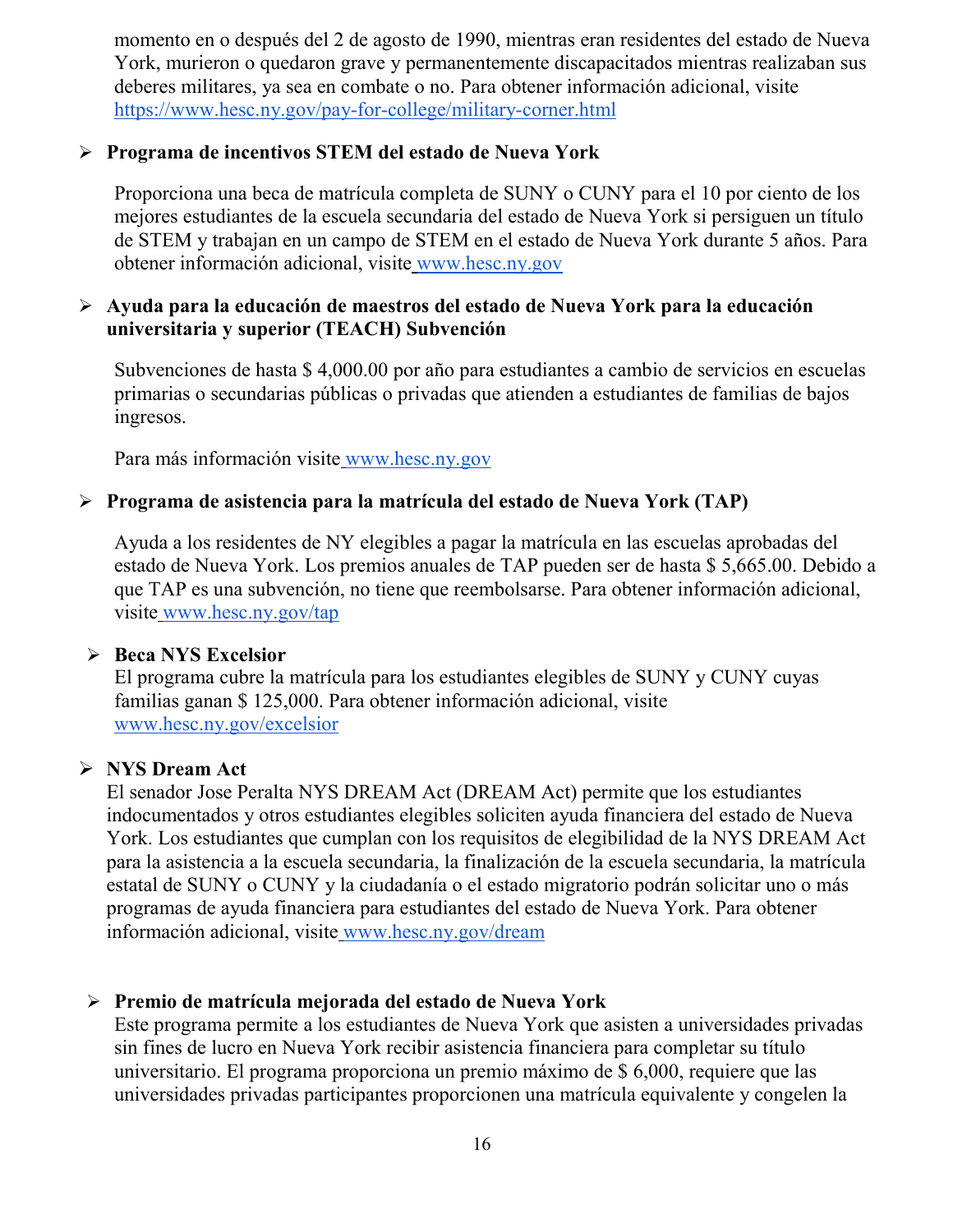momento en o después del 2 de agosto de 1990, mientras eran residentes del estado de Nueva York, murieron o quedaron grave y permanentemente discapacitados mientras realizaban sus deberes militares, ya sea en combate o no. Para obtener información adicional, visite https://www.hesc.ny.gov/pay-for-college/military-corner.html

- **Programa de incentivos STEM del estado de Nueva York**

  Proporciona una beca de matrícula completa de SUNY o CUNY para el 10 por ciento de los mejores estudiantes de la escuela secundaria del estado de Nueva York si persiguen un título de STEM y trabajan en un campo de STEM en el estado de Nueva York durante 5 años. Para obtener información adicional, visite www.hesc.ny.gov

- **Ayuda para la educación de maestros del estado de Nueva York para la educación universitaria y superior (TEACH) Subvención**

  Subvenciones de hasta $ 4,000.00 por año para estudiantes a cambio de servicios en escuelas primarias o secundarias públicas o privadas que atienden a estudiantes de familias de bajos ingresos.

  Para más información visite www.hesc.ny.gov

- **Programa de asistencia para la matrícula del estado de Nueva York (TAP)**

  Ayuda a los residentes de NY elegibles a pagar la matrícula en las escuelas aprobadas del estado de Nueva York. Los premios anuales de TAP pueden ser de hasta $ 5,665.00. Debido a que TAP es una subvención, no tiene que reembolsarse. Para obtener información adicional, visite www.hesc.ny.gov/tap

- **Beca NYS Excelsior**
  El programa cubre la matrícula para los estudiantes elegibles de SUNY y CUNY cuyas familias ganan $ 125,000. Para obtener información adicional, visite www.hesc.ny.gov/excelsior

- **NYS Dream Act**
  El senador Jose Peralta NYS DREAM Act (DREAM Act) permite que los estudiantes indocumentados y otros estudiantes elegibles soliciten ayuda financiera del estado de Nueva York. Los estudiantes que cumplan con los requisitos de elegibilidad de la NYS DREAM Act para la asistencia a la escuela secundaria, la finalización de la escuela secundaria, la matrícula estatal de SUNY o CUNY y la ciudadanía o el estado migratorio podrán solicitar uno o más programas de ayuda financiera para estudiantes del estado de Nueva York. Para obtener información adicional, visite www.hesc.ny.gov/dream

- **Premio de matrícula mejorada del estado de Nueva York**
  Este programa permite a los estudiantes de Nueva York que asisten a universidades privadas sin fines de lucro en Nueva York recibir asistencia financiera para completar su título universitario. El programa proporciona un premio máximo de $ 6,000, requiere que las universidades privadas participantes proporcionen una matrícula equivalente y congelen la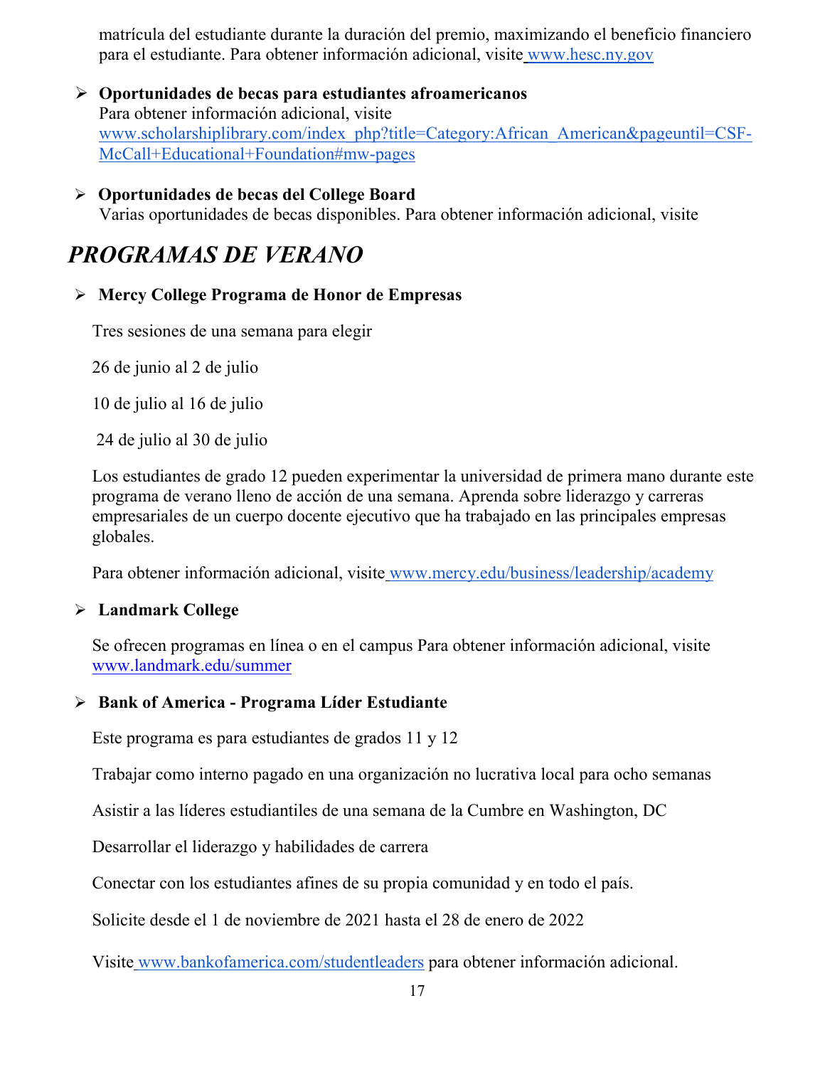matrícula del estudiante durante la duración del premio, maximizando el beneficio financiero para el estudiante. Para obtener información adicional, visite [www.hesc.ny.gov](http://www.hesc.ny.gov)

- **Oportunidades de becas para estudiantes afroamericanos**
  Para obtener información adicional, visite
  [www.scholarshiplibrary.com/index_php?title=Category:African_American&pageuntil=CSF-McCall+Educational+Foundation#mw-pages](http://www.scholarshiplibrary.com/index_php?title=Category:African_American&pageuntil=CSF-McCall+Educational+Foundation#mw-pages)

- **Oportunidades de becas del College Board**
  Varias oportunidades de becas disponibles. Para obtener información adicional, visite

## *PROGRAMAS DE VERANO*

- **Mercy College Programa de Honor de Empresas**

  Tres sesiones de una semana para elegir

  26 de junio al 2 de julio

  10 de julio al 16 de julio

  24 de julio al 30 de julio

  Los estudiantes de grado 12 pueden experimentar la universidad de primera mano durante este programa de verano lleno de acción de una semana. Aprenda sobre liderazgo y carreras empresariales de un cuerpo docente ejecutivo que ha trabajado en las principales empresas globales.

  Para obtener información adicional, visite [www.mercy.edu/business/leadership/academy](http://www.mercy.edu/business/leadership/academy)

- **Landmark College**

  Se ofrecen programas en línea o en el campus Para obtener información adicional, visite [www.landmark.edu/summer](http://www.landmark.edu/summer)

- **Bank of America - Programa Líder Estudiante**

  Este programa es para estudiantes de grados 11 y 12

  Trabajar como interno pagado en una organización no lucrativa local para ocho semanas

  Asistir a las líderes estudiantiles de una semana de la Cumbre en Washington, DC

  Desarrollar el liderazgo y habilidades de carrera

  Conectar con los estudiantes afines de su propia comunidad y en todo el país.

  Solicite desde el 1 de noviembre de 2021 hasta el 28 de enero de 2022

  Visite [www.bankofamerica.com/studentleaders](http://www.bankofamerica.com/studentleaders) para obtener información adicional.